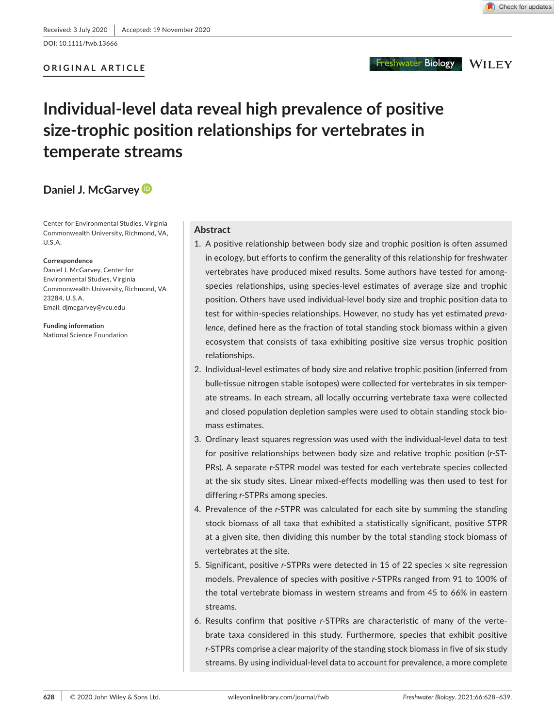Received: 3 July 2020 | Accepted: 19 November 2020

DOI: 10.1111/fwb.13666

ORIGINAL ARTICLE

# Individual-level data reveal high prevalence of positive size-trophic position relationships for vertebrates in temperate streams

**Daniel J. McGarvey**

Center for Environmental Studies, Virginia Commonwealth University, Richmond, VA, U.S.A.

**Correspondence**
Daniel J. McGarvey, Center for Environmental Studies, Virginia Commonwealth University, Richmond, VA 23284, U.S.A.
Email: djmcgarvey@vcu.edu

**Funding information**
National Science Foundation

## Abstract

1. A positive relationship between body size and trophic position is often assumed in ecology, but efforts to confirm the generality of this relationship for freshwater vertebrates have produced mixed results. Some authors have tested for among-species relationships, using species-level estimates of average size and trophic position. Others have used individual-level body size and trophic position data to test for within-species relationships. However, no study has yet estimated *prevalence*, defined here as the fraction of total standing stock biomass within a given ecosystem that consists of taxa exhibiting positive size versus trophic position relationships.
2. Individual-level estimates of body size and relative trophic position (inferred from bulk-tissue nitrogen stable isotopes) were collected for vertebrates in six temperate streams. In each stream, all locally occurring vertebrate taxa were collected and closed population depletion samples were used to obtain standing stock biomass estimates.
3. Ordinary least squares regression was used with the individual-level data to test for positive relationships between body size and relative trophic position (*r*-STPRs). A separate *r*-STPR model was tested for each vertebrate species collected at the six study sites. Linear mixed-effects modelling was then used to test for differing *r*-STPRs among species.
4. Prevalence of the *r*-STPR was calculated for each site by summing the standing stock biomass of all taxa that exhibited a statistically significant, positive STPR at a given site, then dividing this number by the total standing stock biomass of vertebrates at the site.
5. Significant, positive *r*-STPRs were detected in 15 of 22 species × site regression models. Prevalence of species with positive *r*-STPRs ranged from 91 to 100% of the total vertebrate biomass in western streams and from 45 to 66% in eastern streams.
6. Results confirm that positive *r*-STPRs are characteristic of many of the vertebrate taxa considered in this study. Furthermore, species that exhibit positive *r*-STPRs comprise a clear majority of the standing stock biomass in five of six study streams. By using individual-level data to account for prevalence, a more complete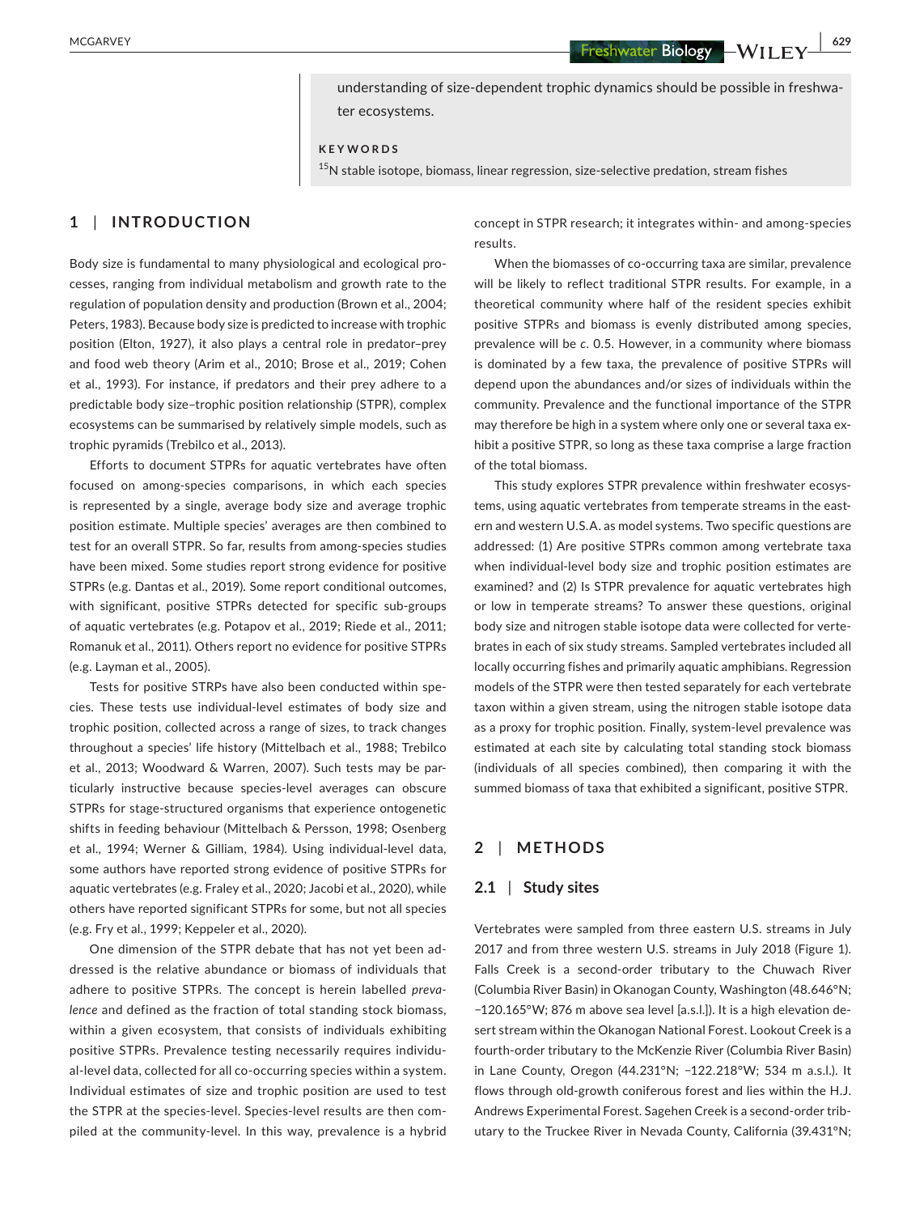understanding of size-dependent trophic dynamics should be possible in freshwater ecosystems.

**KEYWORDS**

$^{15}$N stable isotope, biomass, linear regression, size-selective predation, stream fishes

## 1 | INTRODUCTION

Body size is fundamental to many physiological and ecological processes, ranging from individual metabolism and growth rate to the regulation of population density and production (Brown et al., 2004; Peters, 1983). Because body size is predicted to increase with trophic position (Elton, 1927), it also plays a central role in predator–prey and food web theory (Arim et al., 2010; Brose et al., 2019; Cohen et al., 1993). For instance, if predators and their prey adhere to a predictable body size–trophic position relationship (STPR), complex ecosystems can be summarised by relatively simple models, such as trophic pyramids (Trebilco et al., 2013).

Efforts to document STPRs for aquatic vertebrates have often focused on among-species comparisons, in which each species is represented by a single, average body size and average trophic position estimate. Multiple species' averages are then combined to test for an overall STPR. So far, results from among-species studies have been mixed. Some studies report strong evidence for positive STPRs (e.g. Dantas et al., 2019). Some report conditional outcomes, with significant, positive STPRs detected for specific sub-groups of aquatic vertebrates (e.g. Potapov et al., 2019; Riede et al., 2011; Romanuk et al., 2011). Others report no evidence for positive STPRs (e.g. Layman et al., 2005).

Tests for positive STPRs have also been conducted within species. These tests use individual-level estimates of body size and trophic position, collected across a range of sizes, to track changes throughout a species' life history (Mittelbach et al., 1988; Trebilco et al., 2013; Woodward & Warren, 2007). Such tests may be particularly instructive because species-level averages can obscure STPRs for stage-structured organisms that experience ontogenetic shifts in feeding behaviour (Mittelbach & Persson, 1998; Osenberg et al., 1994; Werner & Gilliam, 1984). Using individual-level data, some authors have reported strong evidence of positive STPRs for aquatic vertebrates (e.g. Fraley et al., 2020; Jacobi et al., 2020), while others have reported significant STPRs for some, but not all species (e.g. Fry et al., 1999; Keppeler et al., 2020).

One dimension of the STPR debate that has not yet been addressed is the relative abundance or biomass of individuals that adhere to positive STPRs. The concept is herein labelled *prevalence* and defined as the fraction of total standing stock biomass, within a given ecosystem, that consists of individuals exhibiting positive STPRs. Prevalence testing necessarily requires individual-level data, collected for all co-occurring species within a system. Individual estimates of size and trophic position are used to test the STPR at the species-level. Species-level results are then compiled at the community-level. In this way, prevalence is a hybrid concept in STPR research; it integrates within- and among-species results.

When the biomasses of co-occurring taxa are similar, prevalence will be likely to reflect traditional STPR results. For example, in a theoretical community where half of the resident species exhibit positive STPRs and biomass is evenly distributed among species, prevalence will be *c.* 0.5. However, in a community where biomass is dominated by a few taxa, the prevalence of positive STPRs will depend upon the abundances and/or sizes of individuals within the community. Prevalence and the functional importance of the STPR may therefore be high in a system where only one or several taxa exhibit a positive STPR, so long as these taxa comprise a large fraction of the total biomass.

This study explores STPR prevalence within freshwater ecosystems, using aquatic vertebrates from temperate streams in the eastern and western U.S.A. as model systems. Two specific questions are addressed: (1) Are positive STPRs common among vertebrate taxa when individual-level body size and trophic position estimates are examined? and (2) Is STPR prevalence for aquatic vertebrates high or low in temperate streams? To answer these questions, original body size and nitrogen stable isotope data were collected for vertebrates in each of six study streams. Sampled vertebrates included all locally occurring fishes and primarily aquatic amphibians. Regression models of the STPR were then tested separately for each vertebrate taxon within a given stream, using the nitrogen stable isotope data as a proxy for trophic position. Finally, system-level prevalence was estimated at each site by calculating total standing stock biomass (individuals of all species combined), then comparing it with the summed biomass of taxa that exhibited a significant, positive STPR.

## 2 | METHODS

### 2.1 | Study sites

Vertebrates were sampled from three eastern U.S. streams in July 2017 and from three western U.S. streams in July 2018 (Figure 1). Falls Creek is a second-order tributary to the Chuwach River (Columbia River Basin) in Okanogan County, Washington (48.646°N; −120.165°W; 876 m above sea level [a.s.l.]). It is a high elevation desert stream within the Okanogan National Forest. Lookout Creek is a fourth-order tributary to the McKenzie River (Columbia River Basin) in Lane County, Oregon (44.231°N; −122.218°W; 534 m a.s.l.). It flows through old-growth coniferous forest and lies within the H.J. Andrews Experimental Forest. Sagehen Creek is a second-order tributary to the Truckee River in Nevada County, California (39.431°N;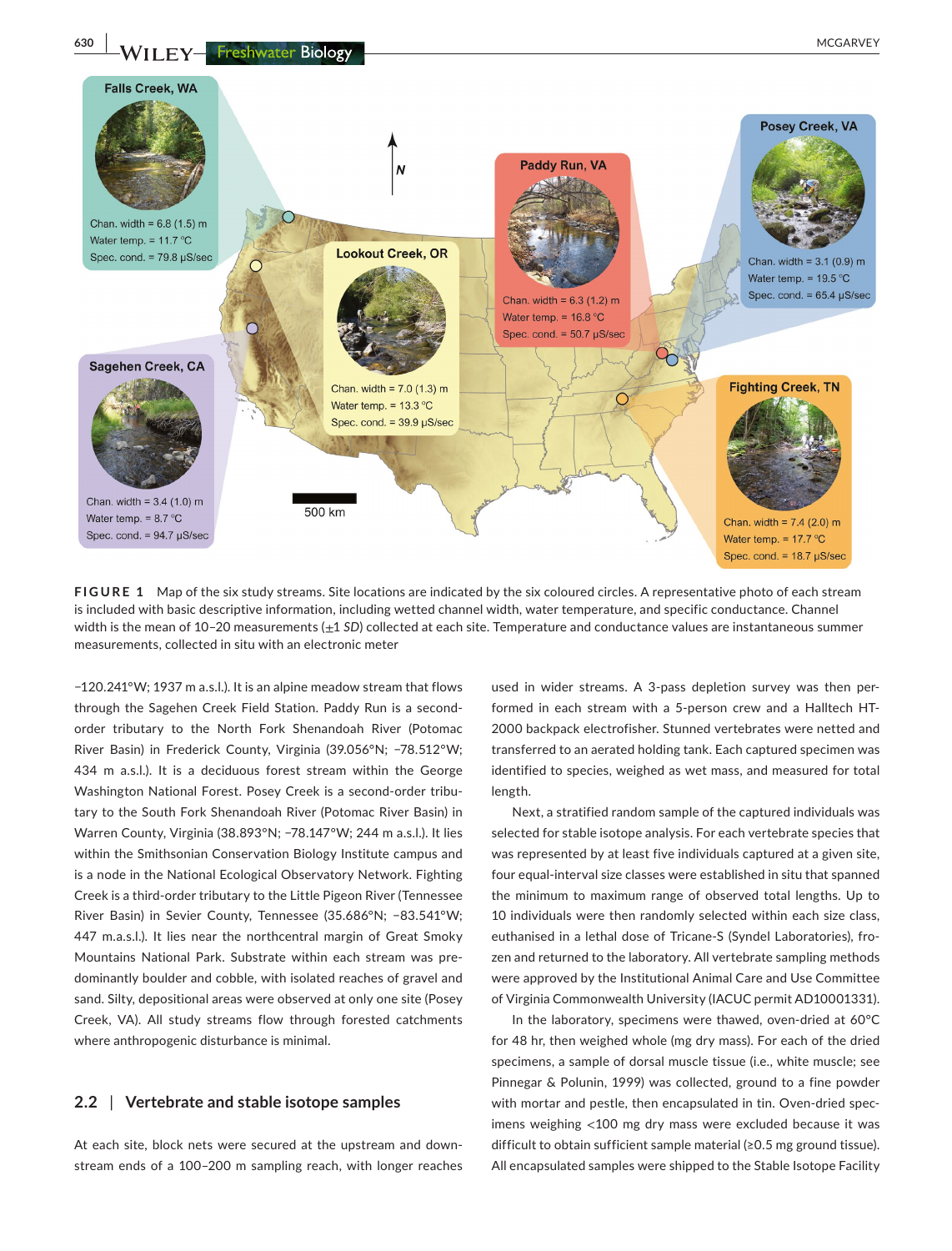Falls Creek, WA

Chan. width = 6.8 (1.5) m
Water temp. = 11.7 °C
Spec. cond. = 79.8 µS/sec

Lookout Creek, OR

Chan. width = 7.0 (1.3) m
Water temp. = 13.3 °C
Spec. cond. = 39.9 µS/sec

Paddy Run, VA

Chan. width = 6.3 (1.2) m
Water temp. = 16.8 °C
Spec. cond. = 50.7 µS/sec

Posey Creek, VA

Chan. width = 3.1 (0.9) m
Water temp. = 19.5 °C
Spec. cond. = 65.4 µS/sec

Sagehen Creek, CA

Chan. width = 3.4 (1.0) m
Water temp. = 8.7 °C
Spec. cond. = 94.7 µS/sec

Fighting Creek, TN

Chan. width = 7.4 (2.0) m
Water temp. = 17.7 °C
Spec. cond. = 18.7 µS/sec

N

500 km

**FIGURE 1** Map of the six study streams. Site locations are indicated by the six coloured circles. A representative photo of each stream is included with basic descriptive information, including wetted channel width, water temperature, and specific conductance. Channel width is the mean of 10–20 measurements (±1 *SD*) collected at each site. Temperature and conductance values are instantaneous summer measurements, collected in situ with an electronic meter

−120.241°W; 1937 m a.s.l.). It is an alpine meadow stream that flows through the Sagehen Creek Field Station. Paddy Run is a second-order tributary to the North Fork Shenandoah River (Potomac River Basin) in Frederick County, Virginia (39.056°N; −78.512°W; 434 m a.s.l.). It is a deciduous forest stream within the George Washington National Forest. Posey Creek is a second-order tributary to the South Fork Shenandoah River (Potomac River Basin) in Warren County, Virginia (38.893°N; −78.147°W; 244 m a.s.l.). It lies within the Smithsonian Conservation Biology Institute campus and is a node in the National Ecological Observatory Network. Fighting Creek is a third-order tributary to the Little Pigeon River (Tennessee River Basin) in Sevier County, Tennessee (35.686°N; −83.541°W; 447 m.a.s.l.). It lies near the northcentral margin of Great Smoky Mountains National Park. Substrate within each stream was predominantly boulder and cobble, with isolated reaches of gravel and sand. Silty, depositional areas were observed at only one site (Posey Creek, VA). All study streams flow through forested catchments where anthropogenic disturbance is minimal.

## 2.2 | Vertebrate and stable isotope samples

At each site, block nets were secured at the upstream and downstream ends of a 100–200 m sampling reach, with longer reaches used in wider streams. A 3-pass depletion survey was then performed in each stream with a 5-person crew and a Halltech HT-2000 backpack electrofisher. Stunned vertebrates were netted and transferred to an aerated holding tank. Each captured specimen was identified to species, weighed as wet mass, and measured for total length.

Next, a stratified random sample of the captured individuals was selected for stable isotope analysis. For each vertebrate species that was represented by at least five individuals captured at a given site, four equal-interval size classes were established in situ that spanned the minimum to maximum range of observed total lengths. Up to 10 individuals were then randomly selected within each size class, euthanised in a lethal dose of Tricane-S (Syndel Laboratories), frozen and returned to the laboratory. All vertebrate sampling methods were approved by the Institutional Animal Care and Use Committee of Virginia Commonwealth University (IACUC permit AD10001331).

In the laboratory, specimens were thawed, oven-dried at 60°C for 48 hr, then weighed whole (mg dry mass). For each of the dried specimens, a sample of dorsal muscle tissue (i.e., white muscle; see Pinnegar & Polunin, 1999) was collected, ground to a fine powder with mortar and pestle, then encapsulated in tin. Oven-dried specimens weighing <100 mg dry mass were excluded because it was difficult to obtain sufficient sample material (≥0.5 mg ground tissue). All encapsulated samples were shipped to the Stable Isotope Facility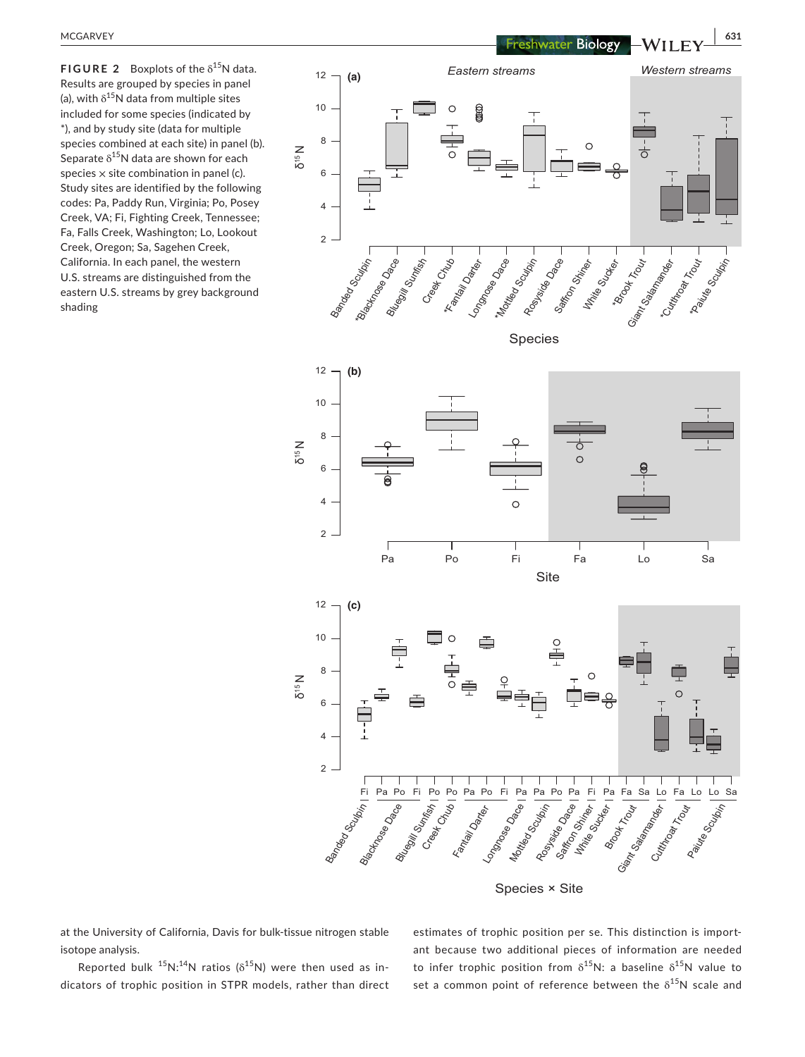**FIGURE 2** Boxplots of the $\delta^{15}$N data. Results are grouped by species in panel (a), with $\delta^{15}$N data from multiple sites included for some species (indicated by *), and by study site (data for multiple species combined at each site) in panel (b). Separate $\delta^{15}$N data are shown for each species × site combination in panel (c). Study sites are identified by the following codes: Pa, Paddy Run, Virginia; Po, Posey Creek, VA; Fi, Fighting Creek, Tennessee; Fa, Falls Creek, Washington; Lo, Lookout Creek, Oregon; Sa, Sagehen Creek, California. In each panel, the western U.S. streams are distinguished from the eastern U.S. streams by grey background shading

at the University of California, Davis for bulk-tissue nitrogen stable isotope analysis.

Reported bulk $^{15}$N:$^{14}$N ratios ($\delta^{15}$N) were then used as indicators of trophic position in STPR models, rather than direct estimates of trophic position per se. This distinction is important because two additional pieces of information are needed to infer trophic position from $\delta^{15}$N: a baseline $\delta^{15}$N value to set a common point of reference between the $\delta^{15}$N scale and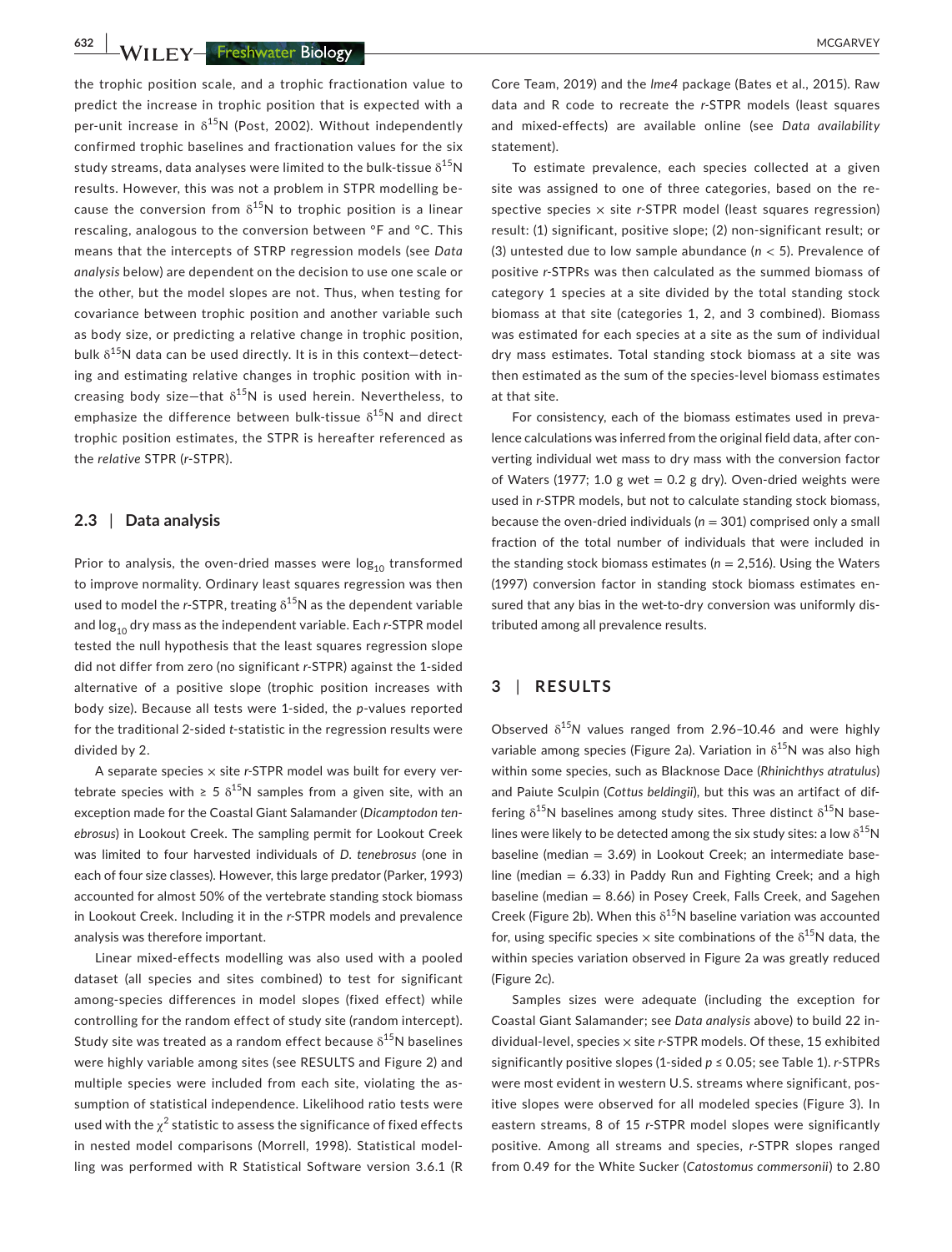the trophic position scale, and a trophic fractionation value to predict the increase in trophic position that is expected with a per-unit increase in $\delta^{15}$N (Post, 2002). Without independently confirmed trophic baselines and fractionation values for the six study streams, data analyses were limited to the bulk-tissue $\delta^{15}$N results. However, this was not a problem in STPR modelling because the conversion from $\delta^{15}$N to trophic position is a linear rescaling, analogous to the conversion between °F and °C. This means that the intercepts of STRP regression models (see *Data analysis* below) are dependent on the decision to use one scale or the other, but the model slopes are not. Thus, when testing for covariance between trophic position and another variable such as body size, or predicting a relative change in trophic position, bulk $\delta^{15}$N data can be used directly. It is in this context—detecting and estimating relative changes in trophic position with increasing body size—that $\delta^{15}$N is used herein. Nevertheless, to emphasize the difference between bulk-tissue $\delta^{15}$N and direct trophic position estimates, the STPR is hereafter referenced as the *relative* STPR (*r*-STPR).

### 2.3 | Data analysis

Prior to analysis, the oven-dried masses were $\log_{10}$ transformed to improve normality. Ordinary least squares regression was then used to model the *r*-STPR, treating $\delta^{15}$N as the dependent variable and $\log_{10}$ dry mass as the independent variable. Each *r*-STPR model tested the null hypothesis that the least squares regression slope did not differ from zero (no significant *r*-STPR) against the 1-sided alternative of a positive slope (trophic position increases with body size). Because all tests were 1-sided, the *p*-values reported for the traditional 2-sided *t*-statistic in the regression results were divided by 2.

A separate species × site *r*-STPR model was built for every vertebrate species with ≥ 5 $\delta^{15}$N samples from a given site, with an exception made for the Coastal Giant Salamander (*Dicamptodon tenebrosus*) in Lookout Creek. The sampling permit for Lookout Creek was limited to four harvested individuals of *D. tenebrosus* (one in each of four size classes). However, this large predator (Parker, 1993) accounted for almost 50% of the vertebrate standing stock biomass in Lookout Creek. Including it in the *r*-STPR models and prevalence analysis was therefore important.

Linear mixed-effects modelling was also used with a pooled dataset (all species and sites combined) to test for significant among-species differences in model slopes (fixed effect) while controlling for the random effect of study site (random intercept). Study site was treated as a random effect because $\delta^{15}$N baselines were highly variable among sites (see RESULTS and Figure 2) and multiple species were included from each site, violating the assumption of statistical independence. Likelihood ratio tests were used with the $\chi^2$ statistic to assess the significance of fixed effects in nested model comparisons (Morrell, 1998). Statistical modelling was performed with R Statistical Software version 3.6.1 (R Core Team, 2019) and the *lme4* package (Bates et al., 2015). Raw data and R code to recreate the *r*-STPR models (least squares and mixed-effects) are available online (see *Data availability* statement).

To estimate prevalence, each species collected at a given site was assigned to one of three categories, based on the respective species × site *r*-STPR model (least squares regression) result: (1) significant, positive slope; (2) non-significant result; or (3) untested due to low sample abundance ($n < 5$). Prevalence of positive *r*-STPRs was then calculated as the summed biomass of category 1 species at a site divided by the total standing stock biomass at that site (categories 1, 2, and 3 combined). Biomass was estimated for each species at a site as the sum of individual dry mass estimates. Total standing stock biomass at a site was then estimated as the sum of the species-level biomass estimates at that site.

For consistency, each of the biomass estimates used in prevalence calculations was inferred from the original field data, after converting individual wet mass to dry mass with the conversion factor of Waters (1977; 1.0 g wet = 0.2 g dry). Oven-dried weights were used in *r*-STPR models, but not to calculate standing stock biomass, because the oven-dried individuals ($n = 301$) comprised only a small fraction of the total number of individuals that were included in the standing stock biomass estimates ($n = 2,516$). Using the Waters (1997) conversion factor in standing stock biomass estimates ensured that any bias in the wet-to-dry conversion was uniformly distributed among all prevalence results.

## 3 | RESULTS

Observed $\delta^{15}N$ values ranged from 2.96–10.46 and were highly variable among species (Figure 2a). Variation in $\delta^{15}$N was also high within some species, such as Blacknose Dace (*Rhinichthys atratulus*) and Paiute Sculpin (*Cottus beldingii*), but this was an artifact of differing $\delta^{15}$N baselines among study sites. Three distinct $\delta^{15}$N baselines were likely to be detected among the six study sites: a low $\delta^{15}$N baseline (median = 3.69) in Lookout Creek; an intermediate baseline (median = 6.33) in Paddy Run and Fighting Creek; and a high baseline (median = 8.66) in Posey Creek, Falls Creek, and Sagehen Creek (Figure 2b). When this $\delta^{15}$N baseline variation was accounted for, using specific species × site combinations of the $\delta^{15}$N data, the within species variation observed in Figure 2a was greatly reduced (Figure 2c).

Samples sizes were adequate (including the exception for Coastal Giant Salamander; see *Data analysis* above) to build 22 individual-level, species × site *r*-STPR models. Of these, 15 exhibited significantly positive slopes (1-sided $p \le 0.05$; see Table 1). *r*-STPRs were most evident in western U.S. streams where significant, positive slopes were observed for all modeled species (Figure 3). In eastern streams, 8 of 15 *r*-STPR model slopes were significantly positive. Among all streams and species, *r*-STPR slopes ranged from 0.49 for the White Sucker (*Catostomus commersonii*) to 2.80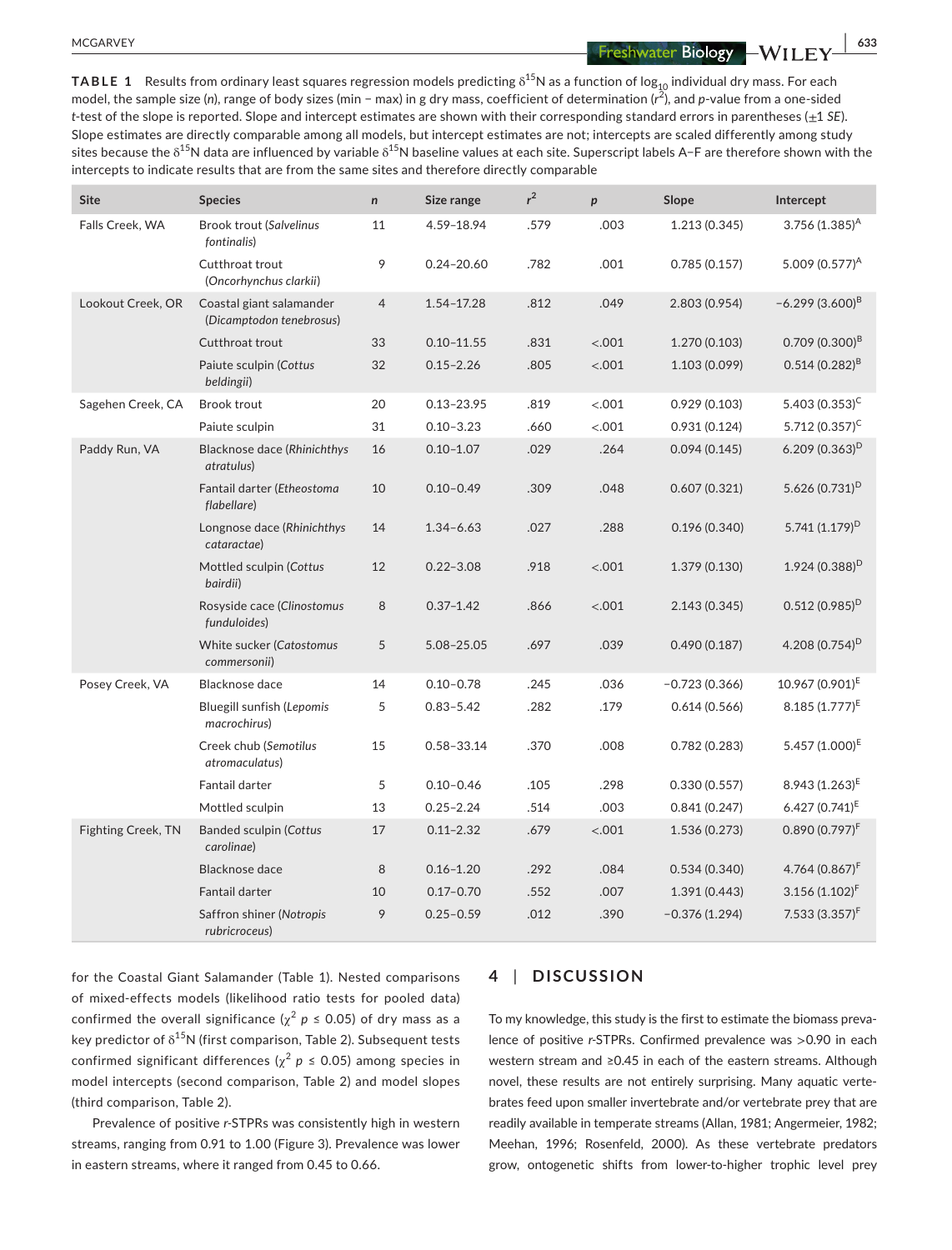**TABLE 1** Results from ordinary least squares regression models predicting $\delta^{15}N$ as a function of $\log_{10}$ individual dry mass. For each model, the sample size (*n*), range of body sizes (min − max) in g dry mass, coefficient of determination ($r^2$), and *p*-value from a one-sided *t*-test of the slope is reported. Slope and intercept estimates are shown with their corresponding standard errors in parentheses (±1 *SE*). Slope estimates are directly comparable among all models, but intercept estimates are not; intercepts are scaled differently among study sites because the $\delta^{15}N$ data are influenced by variable $\delta^{15}N$ baseline values at each site. Superscript labels A–F are therefore shown with the intercepts to indicate results that are from the same sites and therefore directly comparable

| Site | Species | *n* | Size range | $r^2$ | *p* | Slope | Intercept |
|---|---|---|---|---|---|---|---|
| Falls Creek, WA | Brook trout (*Salvelinus fontinalis*) | 11 | 4.59–18.94 | .579 | .003 | 1.213 (0.345) | 3.756 (1.385)[A] |
| | Cutthroat trout (*Oncorhynchus clarkii*) | 9 | 0.24–20.60 | .782 | .001 | 0.785 (0.157) | 5.009 (0.577)[A] |
| Lookout Creek, OR | Coastal giant salamander (*Dicamptodon tenebrosus*) | 4 | 1.54–17.28 | .812 | .049 | 2.803 (0.954) | −6.299 (3.600)[B] |
| | Cutthroat trout | 33 | 0.10–11.55 | .831 | <.001 | 1.270 (0.103) | 0.709 (0.300)[B] |
| | Paiute sculpin (*Cottus beldingii*) | 32 | 0.15–2.26 | .805 | <.001 | 1.103 (0.099) | 0.514 (0.282)[B] |
| Sagehen Creek, CA | Brook trout | 20 | 0.13–23.95 | .819 | <.001 | 0.929 (0.103) | 5.403 (0.353)[C] |
| | Paiute sculpin | 31 | 0.10–3.23 | .660 | <.001 | 0.931 (0.124) | 5.712 (0.357)[C] |
| Paddy Run, VA | Blacknose dace (*Rhinichthys atratulus*) | 16 | 0.10–1.07 | .029 | .264 | 0.094 (0.145) | 6.209 (0.363)[D] |
| | Fantail darter (*Etheostoma flabellare*) | 10 | 0.10–0.49 | .309 | .048 | 0.607 (0.321) | 5.626 (0.731)[D] |
| | Longnose dace (*Rhinichthys cataractae*) | 14 | 1.34–6.63 | .027 | .288 | 0.196 (0.340) | 5.741 (1.179)[D] |
| | Mottled sculpin (*Cottus bairdii*) | 12 | 0.22–3.08 | .918 | <.001 | 1.379 (0.130) | 1.924 (0.388)[D] |
| | Rosyside cace (*Clinostomus funduloides*) | 8 | 0.37–1.42 | .866 | <.001 | 2.143 (0.345) | 0.512 (0.985)[D] |
| | White sucker (*Catostomus commersonii*) | 5 | 5.08–25.05 | .697 | .039 | 0.490 (0.187) | 4.208 (0.754)[D] |
| Posey Creek, VA | Blacknose dace | 14 | 0.10–0.78 | .245 | .036 | −0.723 (0.366) | 10.967 (0.901)[E] |
| | Bluegill sunfish (*Lepomis macrochirus*) | 5 | 0.83–5.42 | .282 | .179 | 0.614 (0.566) | 8.185 (1.777)[E] |
| | Creek chub (*Semotilus atromaculatus*) | 15 | 0.58–33.14 | .370 | .008 | 0.782 (0.283) | 5.457 (1.000)[E] |
| | Fantail darter | 5 | 0.10–0.46 | .105 | .298 | 0.330 (0.557) | 8.943 (1.263)[E] |
| | Mottled sculpin | 13 | 0.25–2.24 | .514 | .003 | 0.841 (0.247) | 6.427 (0.741)[E] |
| Fighting Creek, TN | Banded sculpin (*Cottus carolinae*) | 17 | 0.11–2.32 | .679 | <.001 | 1.536 (0.273) | 0.890 (0.797)[F] |
| | Blacknose dace | 8 | 0.16–1.20 | .292 | .084 | 0.534 (0.340) | 4.764 (0.867)[F] |
| | Fantail darter | 10 | 0.17–0.70 | .552 | .007 | 1.391 (0.443) | 3.156 (1.102)[F] |
| | Saffron shiner (*Notropis rubricroceus*) | 9 | 0.25–0.59 | .012 | .390 | −0.376 (1.294) | 7.533 (3.357)[F] |

for the Coastal Giant Salamander (Table 1). Nested comparisons of mixed-effects models (likelihood ratio tests for pooled data) confirmed the overall significance ($\chi^2$ $p \le 0.05$) of dry mass as a key predictor of $\delta^{15}N$ (first comparison, Table 2). Subsequent tests confirmed significant differences ($\chi^2$ $p \le 0.05$) among species in model intercepts (second comparison, Table 2) and model slopes (third comparison, Table 2).

Prevalence of positive *r*-STPRs was consistently high in western streams, ranging from 0.91 to 1.00 (Figure 3). Prevalence was lower in eastern streams, where it ranged from 0.45 to 0.66.

## 4 | DISCUSSION

To my knowledge, this study is the first to estimate the biomass prevalence of positive *r*-STPRs. Confirmed prevalence was >0.90 in each western stream and ≥0.45 in each of the eastern streams. Although novel, these results are not entirely surprising. Many aquatic vertebrates feed upon smaller invertebrate and/or vertebrate prey that are readily available in temperate streams (Allan, 1981; Angermeier, 1982; Meehan, 1996; Rosenfeld, 2000). As these vertebrate predators grow, ontogenetic shifts from lower-to-higher trophic level prey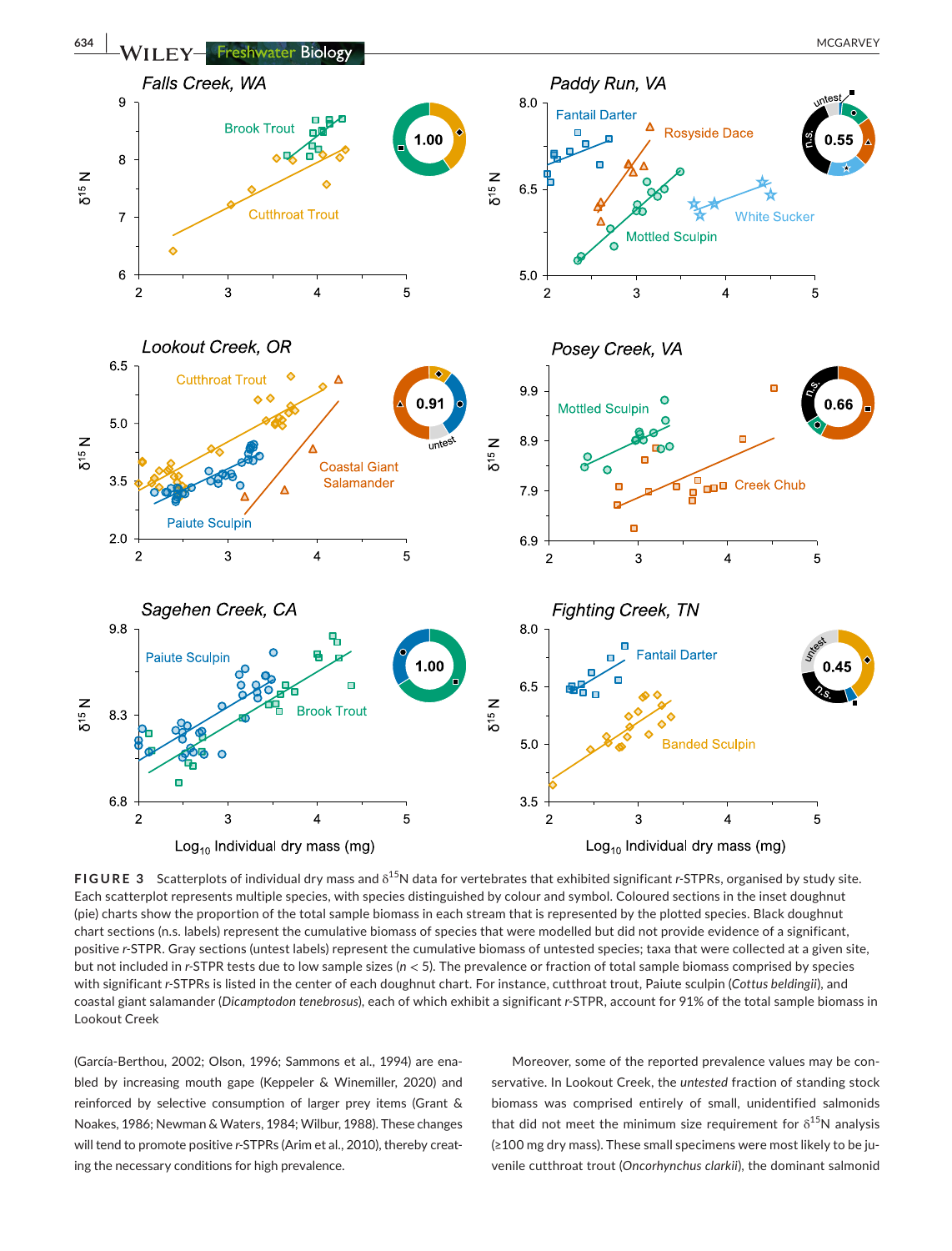Falls Creek, WA

$\delta^{15}N$

9
8
7
6

2 3 4 5

Brook Trout

Cutthroat Trout

1.00

Paddy Run, VA

$\delta^{15}N$

8.0
6.5
5.0

2 3 4 5

Fantail Darter

Rosyside Dace

Mottled Sculpin

White Sucker

untest

n.s.

0.55

Lookout Creek, OR

$\delta^{15}N$

6.5
5.0
3.5
2.0

2 3 4 5

Cutthroat Trout

Coastal Giant Salamander

Paiute Sculpin

0.91

untest

Posey Creek, VA

$\delta^{15}N$

9.9
8.9
7.9
6.9

2 3 4 5

Mottled Sculpin

Creek Chub

n.s.

0.66

Sagehen Creek, CA

$\delta^{15}N$

9.8
8.3
6.8

2 3 4 5

Paiute Sculpin

Brook Trout

1.00

Log$_{10}$ Individual dry mass (mg)

Fighting Creek, TN

$\delta^{15}N$

8.0
6.5
5.0
3.5

2 3 4 5

Fantail Darter

Banded Sculpin

untest

n.s.

0.45

Log$_{10}$ Individual dry mass (mg)

**FIGURE 3** Scatterplots of individual dry mass and $\delta^{15}$N data for vertebrates that exhibited significant *r*-STPRs, organised by study site. Each scatterplot represents multiple species, with species distinguished by colour and symbol. Coloured sections in the inset doughnut (pie) charts show the proportion of the total sample biomass in each stream that is represented by the plotted species. Black doughnut chart sections (n.s. labels) represent the cumulative biomass of species that were modelled but did not provide evidence of a significant, positive *r*-STPR. Gray sections (untest labels) represent the cumulative biomass of untested species; taxa that were collected at a given site, but not included in *r*-STPR tests due to low sample sizes ($n < 5$). The prevalence or fraction of total sample biomass comprised by species with significant *r*-STPRs is listed in the center of each doughnut chart. For instance, cutthroat trout, Paiute sculpin (*Cottus beldingii*), and coastal giant salamander (*Dicamptodon tenebrosus*), each of which exhibit a significant *r*-STPR, account for 91% of the total sample biomass in Lookout Creek

(García-Berthou, 2002; Olson, 1996; Sammons et al., 1994) are enabled by increasing mouth gape (Keppeler & Winemiller, 2020) and reinforced by selective consumption of larger prey items (Grant & Noakes, 1986; Newman & Waters, 1984; Wilbur, 1988). These changes will tend to promote positive *r*-STPRs (Arim et al., 2010), thereby creating the necessary conditions for high prevalence.

Moreover, some of the reported prevalence values may be conservative. In Lookout Creek, the *untested* fraction of standing stock biomass was comprised entirely of small, unidentified salmonids that did not meet the minimum size requirement for $\delta^{15}$N analysis (≥100 mg dry mass). These small specimens were most likely to be juvenile cutthroat trout (*Oncorhynchus clarkii*), the dominant salmonid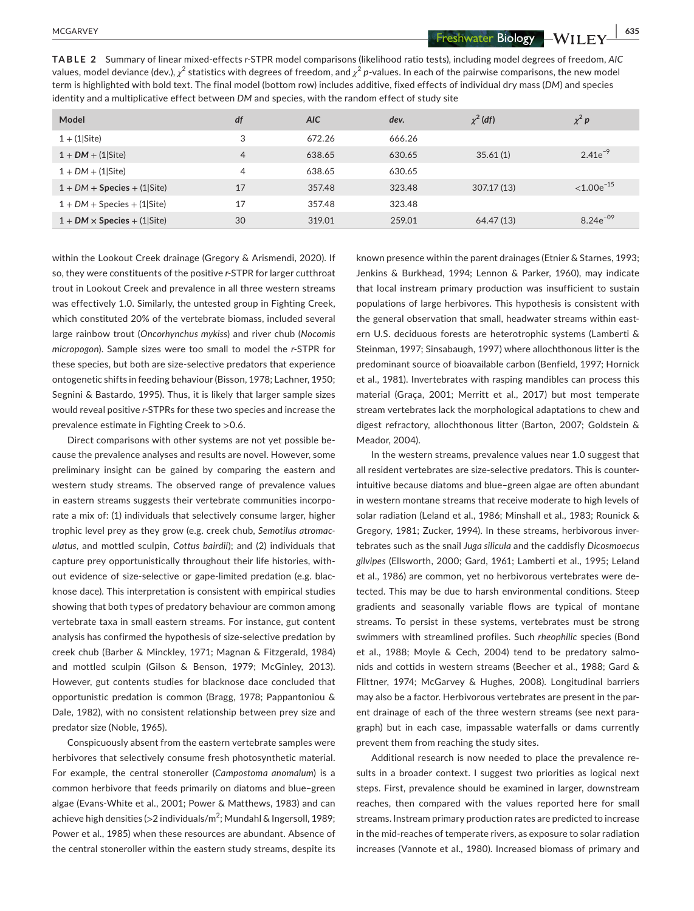**TABLE 2** Summary of linear mixed-effects *r*-STPR model comparisons (likelihood ratio tests), including model degrees of freedom, *AIC* values, model deviance (dev.), $\chi^2$ statistics with degrees of freedom, and $\chi^2$ *p*-values. In each of the pairwise comparisons, the new model term is highlighted with bold text. The final model (bottom row) includes additive, fixed effects of individual dry mass (*DM*) and species identity and a multiplicative effect between *DM* and species, with the random effect of study site

| Model | df | AIC | dev. | $\chi^2$ (df) | $\chi^2$ p |
|---|---|---|---|---|---|
| 1 + (1\|Site) | 3 | 672.26 | 666.26 | | |
| 1 + ***DM*** + (1\|Site) | 4 | 638.65 | 630.65 | 35.61 (1) | $2.41e^{-9}$ |
| 1 + *DM* + (1\|Site) | 4 | 638.65 | 630.65 | | |
| 1 + *DM* + **Species** + (1\|Site) | 17 | 357.48 | 323.48 | 307.17 (13) | $<1.00e^{-15}$ |
| 1 + *DM* + Species + (1\|Site) | 17 | 357.48 | 323.48 | | |
| 1 + ***DM*** **×** **Species** + (1\|Site) | 30 | 319.01 | 259.01 | 64.47 (13) | $8.24e^{-09}$ |

within the Lookout Creek drainage (Gregory & Arismendi, 2020). If so, they were constituents of the positive *r*-STPR for larger cutthroat trout in Lookout Creek and prevalence in all three western streams was effectively 1.0. Similarly, the untested group in Fighting Creek, which constituted 20% of the vertebrate biomass, included several large rainbow trout (*Oncorhynchus mykiss*) and river chub (*Nocomis micropogon*). Sample sizes were too small to model the *r*-STPR for these species, but both are size-selective predators that experience ontogenetic shifts in feeding behaviour (Bisson, 1978; Lachner, 1950; Segnini & Bastardo, 1995). Thus, it is likely that larger sample sizes would reveal positive *r*-STPRs for these two species and increase the prevalence estimate in Fighting Creek to >0.6.

Direct comparisons with other systems are not yet possible because the prevalence analyses and results are novel. However, some preliminary insight can be gained by comparing the eastern and western study streams. The observed range of prevalence values in eastern streams suggests their vertebrate communities incorporate a mix of: (1) individuals that selectively consume larger, higher trophic level prey as they grow (e.g. creek chub, *Semotilus atromaculatus*, and mottled sculpin, *Cottus bairdii*); and (2) individuals that capture prey opportunistically throughout their life histories, without evidence of size-selective or gape-limited predation (e.g. blacknose dace). This interpretation is consistent with empirical studies showing that both types of predatory behaviour are common among vertebrate taxa in small eastern streams. For instance, gut content analysis has confirmed the hypothesis of size-selective predation by creek chub (Barber & Minckley, 1971; Magnan & Fitzgerald, 1984) and mottled sculpin (Gilson & Benson, 1979; McGinley, 2013). However, gut contents studies for blacknose dace concluded that opportunistic predation is common (Bragg, 1978; Pappantoniou & Dale, 1982), with no consistent relationship between prey size and predator size (Noble, 1965).

Conspicuously absent from the eastern vertebrate samples were herbivores that selectively consume fresh photosynthetic material. For example, the central stoneroller (*Campostoma anomalum*) is a common herbivore that feeds primarily on diatoms and blue–green algae (Evans-White et al., 2001; Power & Matthews, 1983) and can achieve high densities (>2 individuals/m$^2$; Mundahl & Ingersoll, 1989; Power et al., 1985) when these resources are abundant. Absence of the central stoneroller within the eastern study streams, despite its known presence within the parent drainages (Etnier & Starnes, 1993; Jenkins & Burkhead, 1994; Lennon & Parker, 1960), may indicate that local instream primary production was insufficient to sustain populations of large herbivores. This hypothesis is consistent with the general observation that small, headwater streams within eastern U.S. deciduous forests are heterotrophic systems (Lamberti & Steinman, 1997; Sinsabaugh, 1997) where allochthonous litter is the predominant source of bioavailable carbon (Benfield, 1997; Hornick et al., 1981). Invertebrates with rasping mandibles can process this material (Graça, 2001; Merritt et al., 2017) but most temperate stream vertebrates lack the morphological adaptations to chew and digest refractory, allochthonous litter (Barton, 2007; Goldstein & Meador, 2004).

In the western streams, prevalence values near 1.0 suggest that all resident vertebrates are size-selective predators. This is counter-intuitive because diatoms and blue–green algae are often abundant in western montane streams that receive moderate to high levels of solar radiation (Leland et al., 1986; Minshall et al., 1983; Rounick & Gregory, 1981; Zucker, 1994). In these streams, herbivorous invertebrates such as the snail *Juga silicula* and the caddisfly *Dicosmoecus gilvipes* (Ellsworth, 2000; Gard, 1961; Lamberti et al., 1995; Leland et al., 1986) are common, yet no herbivorous vertebrates were detected. This may be due to harsh environmental conditions. Steep gradients and seasonally variable flows are typical of montane streams. To persist in these systems, vertebrates must be strong swimmers with streamlined profiles. Such *rheophilic* species (Bond et al., 1988; Moyle & Cech, 2004) tend to be predatory salmonids and cottids in western streams (Beecher et al., 1988; Gard & Flittner, 1974; McGarvey & Hughes, 2008). Longitudinal barriers may also be a factor. Herbivorous vertebrates are present in the parent drainage of each of the three western streams (see next paragraph) but in each case, impassable waterfalls or dams currently prevent them from reaching the study sites.

Additional research is now needed to place the prevalence results in a broader context. I suggest two priorities as logical next steps. First, prevalence should be examined in larger, downstream reaches, then compared with the values reported here for small streams. Instream primary production rates are predicted to increase in the mid-reaches of temperate rivers, as exposure to solar radiation increases (Vannote et al., 1980). Increased biomass of primary and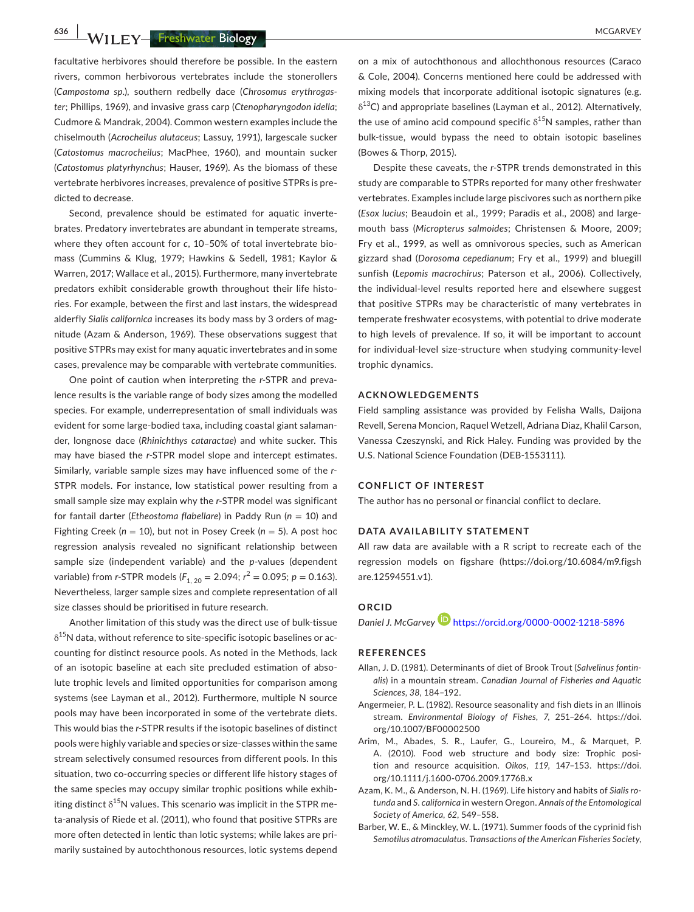facultative herbivores should therefore be possible. In the eastern rivers, common herbivorous vertebrates include the stonerollers (*Campostoma sp.*), southern redbelly dace (*Chrosomus erythrogaster*; Phillips, 1969), and invasive grass carp (*Ctenopharyngodon idella*; Cudmore & Mandrak, 2004). Common western examples include the chiselmouth (*Acrocheilus alutaceus*; Lassuy, 1991), largescale sucker (*Catostomus macrocheilus*; MacPhee, 1960), and mountain sucker (*Catostomus platyrhynchus*; Hauser, 1969). As the biomass of these vertebrate herbivores increases, prevalence of positive STPRs is predicted to decrease.

Second, prevalence should be estimated for aquatic invertebrates. Predatory invertebrates are abundant in temperate streams, where they often account for *c*, 10–50% of total invertebrate biomass (Cummins & Klug, 1979; Hawkins & Sedell, 1981; Kaylor & Warren, 2017; Wallace et al., 2015). Furthermore, many invertebrate predators exhibit considerable growth throughout their life histories. For example, between the first and last instars, the widespread alderfly *Sialis californica* increases its body mass by 3 orders of magnitude (Azam & Anderson, 1969). These observations suggest that positive STPRs may exist for many aquatic invertebrates and in some cases, prevalence may be comparable with vertebrate communities.

One point of caution when interpreting the *r*-STPR and prevalence results is the variable range of body sizes among the modelled species. For example, underrepresentation of small individuals was evident for some large-bodied taxa, including coastal giant salamander, longnose dace (*Rhinichthys cataractae*) and white sucker. This may have biased the *r*-STPR model slope and intercept estimates. Similarly, variable sample sizes may have influenced some of the *r*-STPR models. For instance, low statistical power resulting from a small sample size may explain why the *r*-STPR model was significant for fantail darter (*Etheostoma flabellare*) in Paddy Run ($n$ = 10) and Fighting Creek ($n$ = 10), but not in Posey Creek ($n$ = 5). A post hoc regression analysis revealed no significant relationship between sample size (independent variable) and the *p*-values (dependent variable) from *r*-STPR models ($F_{1,20}$ = 2.094; $r^2$ = 0.095; $p$ = 0.163). Nevertheless, larger sample sizes and complete representation of all size classes should be prioritised in future research.

Another limitation of this study was the direct use of bulk-tissue $\delta^{15}$N data, without reference to site-specific isotopic baselines or accounting for distinct resource pools. As noted in the Methods, lack of an isotopic baseline at each site precluded estimation of absolute trophic levels and limited opportunities for comparison among systems (see Layman et al., 2012). Furthermore, multiple N source pools may have been incorporated in some of the vertebrate diets. This would bias the *r*-STPR results if the isotopic baselines of distinct pools were highly variable and species or size-classes within the same stream selectively consumed resources from different pools. In this situation, two co-occurring species or different life history stages of the same species may occupy similar trophic positions while exhibiting distinct $\delta^{15}$N values. This scenario was implicit in the STPR meta-analysis of Riede et al. (2011), who found that positive STPRs are more often detected in lentic than lotic systems; while lakes are primarily sustained by autochthonous resources, lotic systems depend on a mix of autochthonous and allochthonous resources (Caraco & Cole, 2004). Concerns mentioned here could be addressed with mixing models that incorporate additional isotopic signatures (e.g. $\delta^{13}$C) and appropriate baselines (Layman et al., 2012). Alternatively, the use of amino acid compound specific $\delta^{15}$N samples, rather than bulk-tissue, would bypass the need to obtain isotopic baselines (Bowes & Thorp, 2015).

Despite these caveats, the *r*-STPR trends demonstrated in this study are comparable to STPRs reported for many other freshwater vertebrates. Examples include large piscivores such as northern pike (*Esox lucius*; Beaudoin et al., 1999; Paradis et al., 2008) and largemouth bass (*Micropterus salmoides*; Christensen & Moore, 2009; Fry et al., 1999, as well as omnivorous species, such as American gizzard shad (*Dorosoma cepedianum*; Fry et al., 1999) and bluegill sunfish (*Lepomis macrochirus*; Paterson et al., 2006). Collectively, the individual-level results reported here and elsewhere suggest that positive STPRs may be characteristic of many vertebrates in temperate freshwater ecosystems, with potential to drive moderate to high levels of prevalence. If so, it will be important to account for individual-level size-structure when studying community-level trophic dynamics.

## ACKNOWLEDGEMENTS

Field sampling assistance was provided by Felisha Walls, Daijona Revell, Serena Moncion, Raquel Wetzell, Adriana Diaz, Khalil Carson, Vanessa Czeszynski, and Rick Haley. Funding was provided by the U.S. National Science Foundation (DEB-1553111).

## CONFLICT OF INTEREST

The author has no personal or financial conflict to declare.

## DATA AVAILABILITY STATEMENT

All raw data are available with a R script to recreate each of the regression models on figshare (https://doi.org/10.6084/m9.figshare.12594551.v1).

## ORCID

*Daniel J. McGarvey* https://orcid.org/0000-0002-1218-5896

## REFERENCES

Allan, J. D. (1981). Determinants of diet of Brook Trout (*Salvelinus fontinalis*) in a mountain stream. *Canadian Journal of Fisheries and Aquatic Sciences*, *38*, 184–192.

Angermeier, P. L. (1982). Resource seasonality and fish diets in an Illinois stream. *Environmental Biology of Fishes*, *7*, 251–264. https://doi.org/10.1007/BF00002500

Arim, M., Abades, S. R., Laufer, G., Loureiro, M., & Marquet, P. A. (2010). Food web structure and body size: Trophic position and resource acquisition. *Oikos*, *119*, 147–153. https://doi.org/10.1111/j.1600-0706.2009.17768.x

Azam, K. M., & Anderson, N. H. (1969). Life history and habits of *Sialis rotunda* and *S. californica* in western Oregon. *Annals of the Entomological Society of America*, *62*, 549–558.

Barber, W. E., & Minckley, W. L. (1971). Summer foods of the cyprinid fish *Semotilus atromaculatus*. *Transactions of the American Fisheries Society*,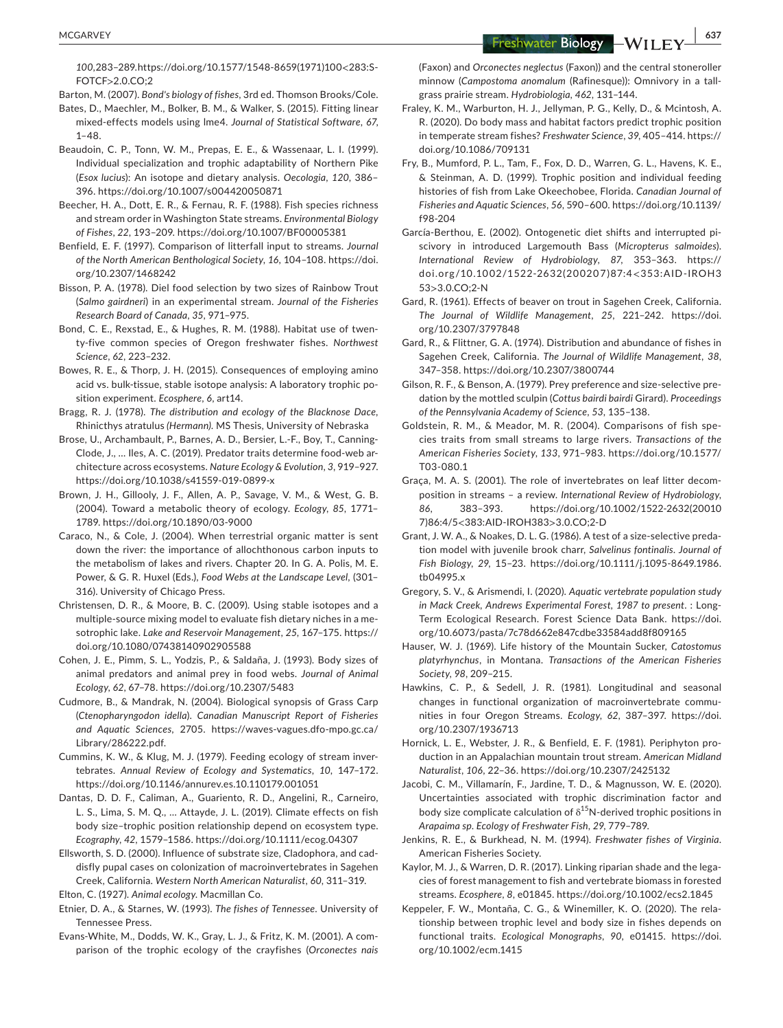*100*,283–289.https://doi.org/10.1577/1548-8659(1971)100<283:S-FOTCF>2.0.CO;2

Barton, M. (2007). *Bond's biology of fishes*, 3rd ed. Thomson Brooks/Cole.

Bates, D., Maechler, M., Bolker, B. M., & Walker, S. (2015). Fitting linear mixed-effects models using lme4. *Journal of Statistical Software*, *67*, 1–48.

Beaudoin, C. P., Tonn, W. M., Prepas, E. E., & Wassenaar, L. I. (1999). Individual specialization and trophic adaptability of Northern Pike (*Esox lucius*): An isotope and dietary analysis. *Oecologia*, *120*, 386–396. https://doi.org/10.1007/s004420050871

Beecher, H. A., Dott, E. R., & Fernau, R. F. (1988). Fish species richness and stream order in Washington State streams. *Environmental Biology of Fishes*, *22*, 193–209. https://doi.org/10.1007/BF00005381

Benfield, E. F. (1997). Comparison of litterfall input to streams. *Journal of the North American Benthological Society*, *16*, 104–108. https://doi.org/10.2307/1468242

Bisson, P. A. (1978). Diel food selection by two sizes of Rainbow Trout (*Salmo gairdneri*) in an experimental stream. *Journal of the Fisheries Research Board of Canada*, *35*, 971–975.

Bond, C. E., Rexstad, E., & Hughes, R. M. (1988). Habitat use of twenty-five common species of Oregon freshwater fishes. *Northwest Science*, *62*, 223–232.

Bowes, R. E., & Thorp, J. H. (2015). Consequences of employing amino acid vs. bulk-tissue, stable isotope analysis: A laboratory trophic position experiment. *Ecosphere*, *6*, art14.

Bragg, R. J. (1978). *The distribution and ecology of the Blacknose Dace*, Rhinicthys atratulus *(Hermann).* MS Thesis, University of Nebraska

Brose, U., Archambault, P., Barnes, A. D., Bersier, L.-F., Boy, T., Canning-Clode, J., … Iles, A. C. (2019). Predator traits determine food-web architecture across ecosystems. *Nature Ecology & Evolution*, *3*, 919–927. https://doi.org/10.1038/s41559-019-0899-x

Brown, J. H., Gillooly, J. F., Allen, A. P., Savage, V. M., & West, G. B. (2004). Toward a metabolic theory of ecology. *Ecology*, *85*, 1771–1789. https://doi.org/10.1890/03-9000

Caraco, N., & Cole, J. (2004). When terrestrial organic matter is sent down the river: the importance of allochthonous carbon inputs to the metabolism of lakes and rivers. Chapter 20. In G. A. Polis, M. E. Power, & G. R. Huxel (Eds.), *Food Webs at the Landscape Level*, (301–316). University of Chicago Press.

Christensen, D. R., & Moore, B. C. (2009). Using stable isotopes and a multiple-source mixing model to evaluate fish dietary niches in a mesotrophic lake. *Lake and Reservoir Management*, *25*, 167–175. https://doi.org/10.1080/07438140902905588

Cohen, J. E., Pimm, S. L., Yodzis, P., & Saldaña, J. (1993). Body sizes of animal predators and animal prey in food webs. *Journal of Animal Ecology*, *62*, 67–78. https://doi.org/10.2307/5483

Cudmore, B., & Mandrak, N. (2004). Biological synopsis of Grass Carp (*Ctenopharyngodon idella*). *Canadian Manuscript Report of Fisheries and Aquatic Sciences*, 2705. https://waves-vagues.dfo-mpo.gc.ca/Library/286222.pdf.

Cummins, K. W., & Klug, M. J. (1979). Feeding ecology of stream invertebrates. *Annual Review of Ecology and Systematics*, *10*, 147–172. https://doi.org/10.1146/annurev.es.10.110179.001051

Dantas, D. D. F., Caliman, A., Guariento, R. D., Angelini, R., Carneiro, L. S., Lima, S. M. Q., … Attayde, J. L. (2019). Climate effects on fish body size–trophic position relationship depend on ecosystem type. *Ecography*, *42*, 1579–1586. https://doi.org/10.1111/ecog.04307

Ellsworth, S. D. (2000). Influence of substrate size, Cladophora, and caddisfly pupal cases on colonization of macroinvertebrates in Sagehen Creek, California. *Western North American Naturalist*, *60*, 311–319.

Elton, C. (1927). *Animal ecology*. Macmillan Co.

Etnier, D. A., & Starnes, W. (1993). *The fishes of Tennessee*. University of Tennessee Press.

Evans-White, M., Dodds, W. K., Gray, L. J., & Fritz, K. M. (2001). A comparison of the trophic ecology of the crayfishes (*Orconectes nais* (Faxon) and *Orconectes neglectus* (Faxon)) and the central stoneroller minnow (*Campostoma anomalum* (Rafinesque)): Omnivory in a tallgrass prairie stream. *Hydrobiologia*, *462*, 131–144.

Fraley, K. M., Warburton, H. J., Jellyman, P. G., Kelly, D., & Mcintosh, A. R. (2020). Do body mass and habitat factors predict trophic position in temperate stream fishes? *Freshwater Science*, *39*, 405–414. https://doi.org/10.1086/709131

Fry, B., Mumford, P. L., Tam, F., Fox, D. D., Warren, G. L., Havens, K. E., & Steinman, A. D. (1999). Trophic position and individual feeding histories of fish from Lake Okeechobee, Florida. *Canadian Journal of Fisheries and Aquatic Sciences*, *56*, 590–600. https://doi.org/10.1139/f98-204

García-Berthou, E. (2002). Ontogenetic diet shifts and interrupted piscivory in introduced Largemouth Bass (*Micropterus salmoides*). *International Review of Hydrobiology*, *87*, 353–363. https://doi.org/10.1002/1522-2632(200207)87:4<353:AID-IROH353>3.0.CO;2-N

Gard, R. (1961). Effects of beaver on trout in Sagehen Creek, California. *The Journal of Wildlife Management*, *25*, 221–242. https://doi.org/10.2307/3797848

Gard, R., & Flittner, G. A. (1974). Distribution and abundance of fishes in Sagehen Creek, California. *The Journal of Wildlife Management*, *38*, 347–358. https://doi.org/10.2307/3800744

Gilson, R. F., & Benson, A. (1979). Prey preference and size-selective predation by the mottled sculpin (*Cottus bairdi bairdi* Girard). *Proceedings of the Pennsylvania Academy of Science*, *53*, 135–138.

Goldstein, R. M., & Meador, M. R. (2004). Comparisons of fish species traits from small streams to large rivers. *Transactions of the American Fisheries Society*, *133*, 971–983. https://doi.org/10.1577/T03-080.1

Graça, M. A. S. (2001). The role of invertebrates on leaf litter decomposition in streams – a review. *International Review of Hydrobiology*, *86*, 383–393. https://doi.org/10.1002/1522-2632(200107)86:4/5<383:AID-IROH383>3.0.CO;2-D

Grant, J. W. A., & Noakes, D. L. G. (1986). A test of a size-selective predation model with juvenile brook charr, *Salvelinus fontinalis*. *Journal of Fish Biology*, *29*, 15–23. https://doi.org/10.1111/j.1095-8649.1986.tb04995.x

Gregory, S. V., & Arismendi, I. (2020). *Aquatic vertebrate population study in Mack Creek, Andrews Experimental Forest, 1987 to present*. : Long-Term Ecological Research. Forest Science Data Bank. https://doi.org/10.6073/pasta/7c78d662e847cdbe33584add8f809165

Hauser, W. J. (1969). Life history of the Mountain Sucker, *Catostomus platyrhynchus*, in Montana. *Transactions of the American Fisheries Society*, *98*, 209–215.

Hawkins, C. P., & Sedell, J. R. (1981). Longitudinal and seasonal changes in functional organization of macroinvertebrate communities in four Oregon Streams. *Ecology*, *62*, 387–397. https://doi.org/10.2307/1936713

Hornick, L. E., Webster, J. R., & Benfield, E. F. (1981). Periphyton production in an Appalachian mountain trout stream. *American Midland Naturalist*, *106*, 22–36. https://doi.org/10.2307/2425132

Jacobi, C. M., Villamarín, F., Jardine, T. D., & Magnusson, W. E. (2020). Uncertainties associated with trophic discrimination factor and body size complicate calculation of $\delta^{15}$N-derived trophic positions in *Arapaima sp*. *Ecology of Freshwater Fish*, *29*, 779–789.

Jenkins, R. E., & Burkhead, N. M. (1994). *Freshwater fishes of Virginia*. American Fisheries Society.

Kaylor, M. J., & Warren, D. R. (2017). Linking riparian shade and the legacies of forest management to fish and vertebrate biomass in forested streams. *Ecosphere*, *8*, e01845. https://doi.org/10.1002/ecs2.1845

Keppeler, F. W., Montaña, C. G., & Winemiller, K. O. (2020). The relationship between trophic level and body size in fishes depends on functional traits. *Ecological Monographs*, *90*, e01415. https://doi.org/10.1002/ecm.1415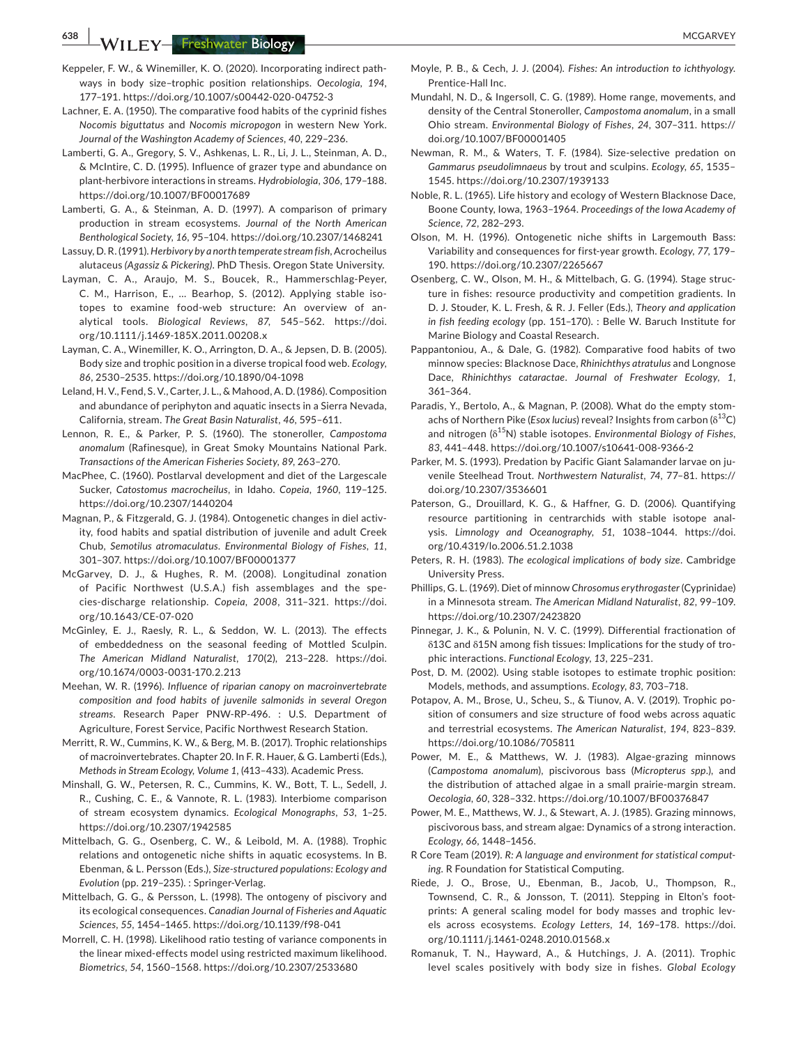Keppeler, F. W., & Winemiller, K. O. (2020). Incorporating indirect pathways in body size–trophic position relationships. *Oecologia*, *194*, 177–191. https://doi.org/10.1007/s00442-020-04752-3

Lachner, E. A. (1950). The comparative food habits of the cyprinid fishes *Nocomis biguttatus* and *Nocomis micropogon* in western New York. *Journal of the Washington Academy of Sciences*, *40*, 229–236.

Lamberti, G. A., Gregory, S. V., Ashkenas, L. R., Li, J. L., Steinman, A. D., & McIntire, C. D. (1995). Influence of grazer type and abundance on plant-herbivore interactions in streams. *Hydrobiologia*, *306*, 179–188. https://doi.org/10.1007/BF00017689

Lamberti, G. A., & Steinman, A. D. (1997). A comparison of primary production in stream ecosystems. *Journal of the North American Benthological Society*, *16*, 95–104. https://doi.org/10.2307/1468241

Lassuy, D. R. (1991). *Herbivory by a north temperate stream fish,* Acrocheilus alutaceus *(Agassiz & Pickering)*. PhD Thesis. Oregon State University.

Layman, C. A., Araujo, M. S., Boucek, R., Hammerschlag-Peyer, C. M., Harrison, E., … Bearhop, S. (2012). Applying stable isotopes to examine food-web structure: An overview of analytical tools. *Biological Reviews*, *87*, 545–562. https://doi.org/10.1111/j.1469-185X.2011.00208.x

Layman, C. A., Winemiller, K. O., Arrington, D. A., & Jepsen, D. B. (2005). Body size and trophic position in a diverse tropical food web. *Ecology*, *86*, 2530–2535. https://doi.org/10.1890/04-1098

Leland, H. V., Fend, S. V., Carter, J. L., & Mahood, A. D. (1986). Composition and abundance of periphyton and aquatic insects in a Sierra Nevada, California, stream. *The Great Basin Naturalist*, *46*, 595–611.

Lennon, R. E., & Parker, P. S. (1960). The stoneroller, *Campostoma anomalum* (Rafinesque), in Great Smoky Mountains National Park. *Transactions of the American Fisheries Society*, *89*, 263–270.

MacPhee, C. (1960). Postlarval development and diet of the Largescale Sucker, *Catostomus macrocheilus*, in Idaho. *Copeia*, *1960*, 119–125. https://doi.org/10.2307/1440204

Magnan, P., & Fitzgerald, G. J. (1984). Ontogenetic changes in diel activity, food habits and spatial distribution of juvenile and adult Creek Chub, *Semotilus atromaculatus*. *Environmental Biology of Fishes*, *11*, 301–307. https://doi.org/10.1007/BF00001377

McGarvey, D. J., & Hughes, R. M. (2008). Longitudinal zonation of Pacific Northwest (U.S.A.) fish assemblages and the species-discharge relationship. *Copeia*, *2008*, 311–321. https://doi.org/10.1643/CE-07-020

McGinley, E. J., Raesly, R. L., & Seddon, W. L. (2013). The effects of embeddedness on the seasonal feeding of Mottled Sculpin. *The American Midland Naturalist*, *170*(2), 213–228. https://doi.org/10.1674/0003-0031-170.2.213

Meehan, W. R. (1996). *Influence of riparian canopy on macroinvertebrate composition and food habits of juvenile salmonids in several Oregon streams*. Research Paper PNW-RP-496. : U.S. Department of Agriculture, Forest Service, Pacific Northwest Research Station.

Merritt, R. W., Cummins, K. W., & Berg, M. B. (2017). Trophic relationships of macroinvertebrates. Chapter 20. In F. R. Hauer, & G. Lamberti (Eds.), *Methods in Stream Ecology, Volume 1*, (413–433). Academic Press.

Minshall, G. W., Petersen, R. C., Cummins, K. W., Bott, T. L., Sedell, J. R., Cushing, C. E., & Vannote, R. L. (1983). Interbiome comparison of stream ecosystem dynamics. *Ecological Monographs*, *53*, 1–25. https://doi.org/10.2307/1942585

Mittelbach, G. G., Osenberg, C. W., & Leibold, M. A. (1988). Trophic relations and ontogenetic niche shifts in aquatic ecosystems. In B. Ebenman, & L. Persson (Eds.), *Size-structured populations: Ecology and Evolution* (pp. 219–235). : Springer-Verlag.

Mittelbach, G. G., & Persson, L. (1998). The ontogeny of piscivory and its ecological consequences. *Canadian Journal of Fisheries and Aquatic Sciences*, *55*, 1454–1465. https://doi.org/10.1139/f98-041

Morrell, C. H. (1998). Likelihood ratio testing of variance components in the linear mixed-effects model using restricted maximum likelihood. *Biometrics*, *54*, 1560–1568. https://doi.org/10.2307/2533680

Moyle, P. B., & Cech, J. J. (2004). *Fishes: An introduction to ichthyology*. Prentice-Hall Inc.

Mundahl, N. D., & Ingersoll, C. G. (1989). Home range, movements, and density of the Central Stoneroller, *Campostoma anomalum*, in a small Ohio stream. *Environmental Biology of Fishes*, *24*, 307–311. https://doi.org/10.1007/BF00001405

Newman, R. M., & Waters, T. F. (1984). Size-selective predation on *Gammarus pseudolimnaeus* by trout and sculpins. *Ecology*, *65*, 1535–1545. https://doi.org/10.2307/1939133

Noble, R. L. (1965). Life history and ecology of Western Blacknose Dace, Boone County, Iowa, 1963–1964. *Proceedings of the Iowa Academy of Science*, *72*, 282–293.

Olson, M. H. (1996). Ontogenetic niche shifts in Largemouth Bass: Variability and consequences for first-year growth. *Ecology*, *77*, 179–190. https://doi.org/10.2307/2265667

Osenberg, C. W., Olson, M. H., & Mittelbach, G. G. (1994). Stage structure in fishes: resource productivity and competition gradients. In D. J. Stouder, K. L. Fresh, & R. J. Feller (Eds.), *Theory and application in fish feeding ecology* (pp. 151–170). : Belle W. Baruch Institute for Marine Biology and Coastal Research.

Pappantoniou, A., & Dale, G. (1982). Comparative food habits of two minnow species: Blacknose Dace, *Rhinichthys atratulus* and Longnose Dace, *Rhinichthys cataractae*. *Journal of Freshwater Ecology*, *1*, 361–364.

Paradis, Y., Bertolo, A., & Magnan, P. (2008). What do the empty stomachs of Northern Pike (*Esox lucius*) reveal? Insights from carbon ($\delta^{13}$C) and nitrogen ($\delta^{15}$N) stable isotopes. *Environmental Biology of Fishes*, *83*, 441–448. https://doi.org/10.1007/s10641-008-9366-2

Parker, M. S. (1993). Predation by Pacific Giant Salamander larvae on juvenile Steelhead Trout. *Northwestern Naturalist*, *74*, 77–81. https://doi.org/10.2307/3536601

Paterson, G., Drouillard, K. G., & Haffner, G. D. (2006). Quantifying resource partitioning in centrarchids with stable isotope analysis. *Limnology and Oceanography*, *51*, 1038–1044. https://doi.org/10.4319/lo.2006.51.2.1038

Peters, R. H. (1983). *The ecological implications of body size*. Cambridge University Press.

Phillips, G. L. (1969). Diet of minnow *Chrosomus erythrogaster* (Cyprinidae) in a Minnesota stream. *The American Midland Naturalist*, *82*, 99–109. https://doi.org/10.2307/2423820

Pinnegar, J. K., & Polunin, N. V. C. (1999). Differential fractionation of $\delta$13C and $\delta$15N among fish tissues: Implications for the study of trophic interactions. *Functional Ecology*, *13*, 225–231.

Post, D. M. (2002). Using stable isotopes to estimate trophic position: Models, methods, and assumptions. *Ecology*, *83*, 703–718.

Potapov, A. M., Brose, U., Scheu, S., & Tiunov, A. V. (2019). Trophic position of consumers and size structure of food webs across aquatic and terrestrial ecosystems. *The American Naturalist*, *194*, 823–839. https://doi.org/10.1086/705811

Power, M. E., & Matthews, W. J. (1983). Algae-grazing minnows (*Campostoma anomalum*), piscivorous bass (*Micropterus spp.*), and the distribution of attached algae in a small prairie-margin stream. *Oecologia*, *60*, 328–332. https://doi.org/10.1007/BF00376847

Power, M. E., Matthews, W. J., & Stewart, A. J. (1985). Grazing minnows, piscivorous bass, and stream algae: Dynamics of a strong interaction. *Ecology*, *66*, 1448–1456.

R Core Team (2019). *R: A language and environment for statistical computing*. R Foundation for Statistical Computing.

Riede, J. O., Brose, U., Ebenman, B., Jacob, U., Thompson, R., Townsend, C. R., & Jonsson, T. (2011). Stepping in Elton's footprints: A general scaling model for body masses and trophic levels across ecosystems. *Ecology Letters*, *14*, 169–178. https://doi.org/10.1111/j.1461-0248.2010.01568.x

Romanuk, T. N., Hayward, A., & Hutchings, J. A. (2011). Trophic level scales positively with body size in fishes. *Global Ecology*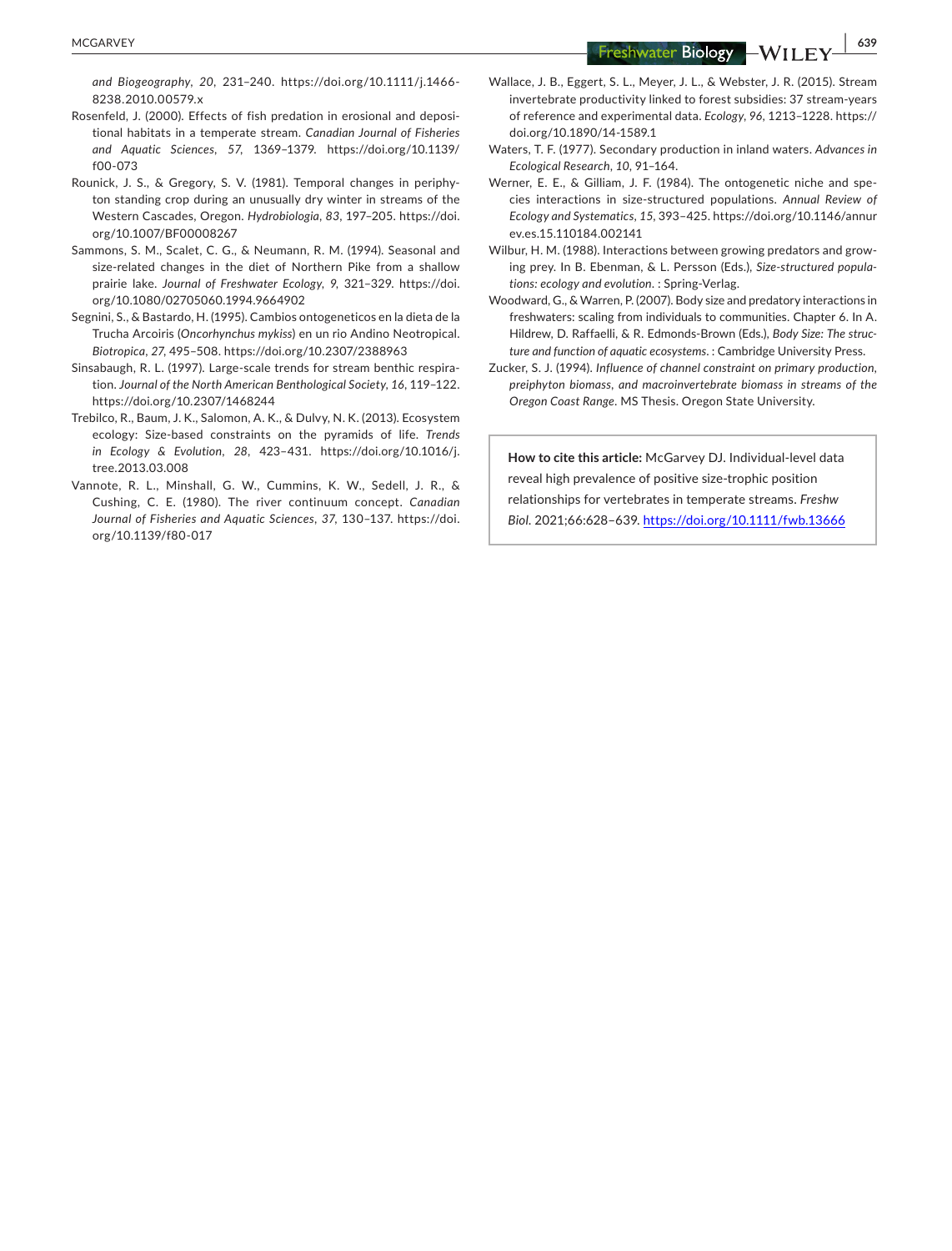*and Biogeography*, *20*, 231–240. https://doi.org/10.1111/j.1466-8238.2010.00579.x

Rosenfeld, J. (2000). Effects of fish predation in erosional and depositional habitats in a temperate stream. *Canadian Journal of Fisheries and Aquatic Sciences*, *57*, 1369–1379. https://doi.org/10.1139/f00-073

Rounick, J. S., & Gregory, S. V. (1981). Temporal changes in periphyton standing crop during an unusually dry winter in streams of the Western Cascades, Oregon. *Hydrobiologia*, *83*, 197–205. https://doi.org/10.1007/BF00008267

Sammons, S. M., Scalet, C. G., & Neumann, R. M. (1994). Seasonal and size-related changes in the diet of Northern Pike from a shallow prairie lake. *Journal of Freshwater Ecology*, *9*, 321–329. https://doi.org/10.1080/02705060.1994.9664902

Segnini, S., & Bastardo, H. (1995). Cambios ontogeneticos en la dieta de la Trucha Arcoiris (*Oncorhynchus mykiss*) en un rio Andino Neotropical. *Biotropica*, *27*, 495–508. https://doi.org/10.2307/2388963

Sinsabaugh, R. L. (1997). Large-scale trends for stream benthic respiration. *Journal of the North American Benthological Society*, *16*, 119–122. https://doi.org/10.2307/1468244

Trebilco, R., Baum, J. K., Salomon, A. K., & Dulvy, N. K. (2013). Ecosystem ecology: Size-based constraints on the pyramids of life. *Trends in Ecology & Evolution*, *28*, 423–431. https://doi.org/10.1016/j.tree.2013.03.008

Vannote, R. L., Minshall, G. W., Cummins, K. W., Sedell, J. R., & Cushing, C. E. (1980). The river continuum concept. *Canadian Journal of Fisheries and Aquatic Sciences*, *37*, 130–137. https://doi.org/10.1139/f80-017

Wallace, J. B., Eggert, S. L., Meyer, J. L., & Webster, J. R. (2015). Stream invertebrate productivity linked to forest subsidies: 37 stream-years of reference and experimental data. *Ecology*, *96*, 1213–1228. https://doi.org/10.1890/14-1589.1

Waters, T. F. (1977). Secondary production in inland waters. *Advances in Ecological Research*, *10*, 91–164.

Werner, E. E., & Gilliam, J. F. (1984). The ontogenetic niche and species interactions in size-structured populations. *Annual Review of Ecology and Systematics*, *15*, 393–425. https://doi.org/10.1146/annurev.es.15.110184.002141

Wilbur, H. M. (1988). Interactions between growing predators and growing prey. In B. Ebenman, & L. Persson (Eds.), *Size-structured populations: ecology and evolution*. : Spring-Verlag.

Woodward, G., & Warren, P. (2007). Body size and predatory interactions in freshwaters: scaling from individuals to communities. Chapter 6. In A. Hildrew, D. Raffaelli, & R. Edmonds-Brown (Eds.), *Body Size: The structure and function of aquatic ecosystems*. : Cambridge University Press.

Zucker, S. J. (1994). *Influence of channel constraint on primary production, preiphyton biomass, and macroinvertebrate biomass in streams of the Oregon Coast Range*. MS Thesis. Oregon State University.

**How to cite this article:** McGarvey DJ. Individual-level data reveal high prevalence of positive size-trophic position relationships for vertebrates in temperate streams. *Freshw Biol*. 2021;66:628–639. https://doi.org/10.1111/fwb.13666